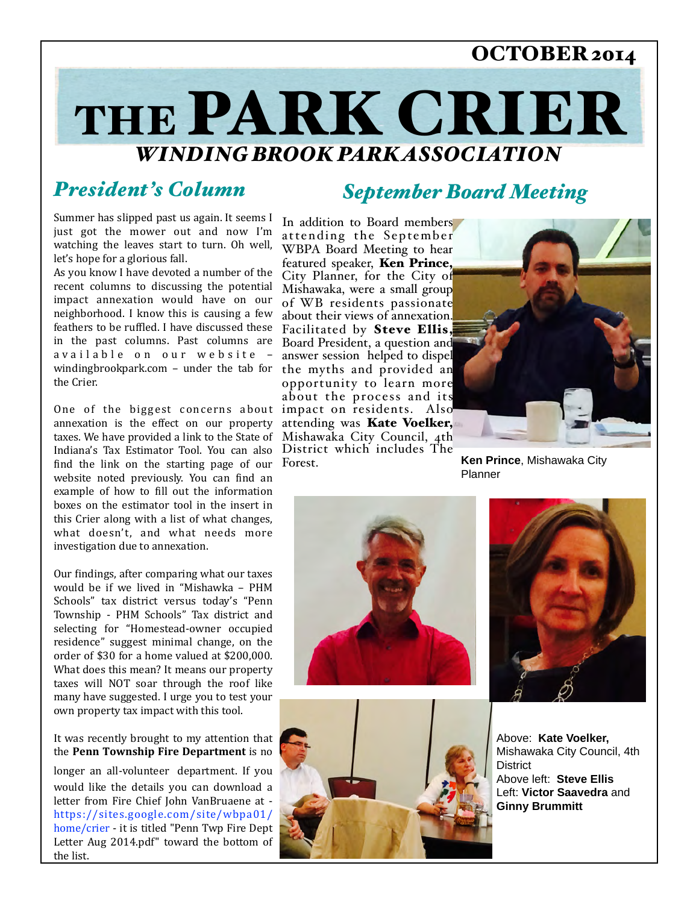OCTOBER 2014

# THE PARK CRIER

*WINDING BROOK PARK ASSOCIATION*

## *President's Column*

Summer has slipped past us again. It seems I just got the mower out and now I'm watching the leaves start to turn. Oh well, let's hope for a glorious fall.

As you know I have devoted a number of the recent columns to discussing the potential impact annexation would have on our neighborhood. I know this is causing a few feathers to be ruffled. I have discussed these in the past columns. Past columns are available on our website – windingbrookpark.com – under the tab for the Crier.

One of the biggest concerns about annexation is the effect on our property taxes. We have provided a link to the State of Indiana's Tax Estimator Tool. You can also find the link on the starting page of our website noted previously. You can find an example of how to fill out the information boxes on the estimator tool in the insert in this Crier along with a list of what changes, what doesn't, and what needs more investigation due to annexation.

Our findings, after comparing what our taxes would be if we lived in "Mishawka – PHM Schools" tax district versus today's "Penn Township - PHM Schools" Tax district and selecting for "Homestead-owner occupied residence" suggest minimal change, on the order of $30 for a home valued at $200,000. What does this mean? It means our property taxes will NOT soar through the roof like many have suggested. I urge you to test your own property tax impact with this tool.

It was recently brought to my attention that the **Penn Township Fire Department** is no longer an all-volunteer department. If you would like the details you can download a letter from Fire Chief John VanBruaene at - https://sites.google.com/site/wbpa01/home/crier - it is titled "Penn Twp Fire Dept Letter Aug 2014.pdf" toward the bottom of the list.

## *September Board Meeting*

In addition to Board members attending the September WBPA Board Meeting to hear featured speaker, **Ken Prince,** City Planner, for the City of Mishawaka, were a small group of WB residents passionate about their views of annexation. Facilitated by **Steve Ellis,** Board President, a question and answer session helped to dispel the myths and provided an opportunity to learn more about the process and its impact on residents. Also attending was **Kate Voelker,** Mishawaka City Council, 4th District which includes The Forest.

**Ken Prince**, Mishawaka City Planner

Above: **Kate Voelker,** Mishawaka City Council, 4th District
Above left: **Steve Ellis**
Left: **Victor Saavedra** and **Ginny Brummitt**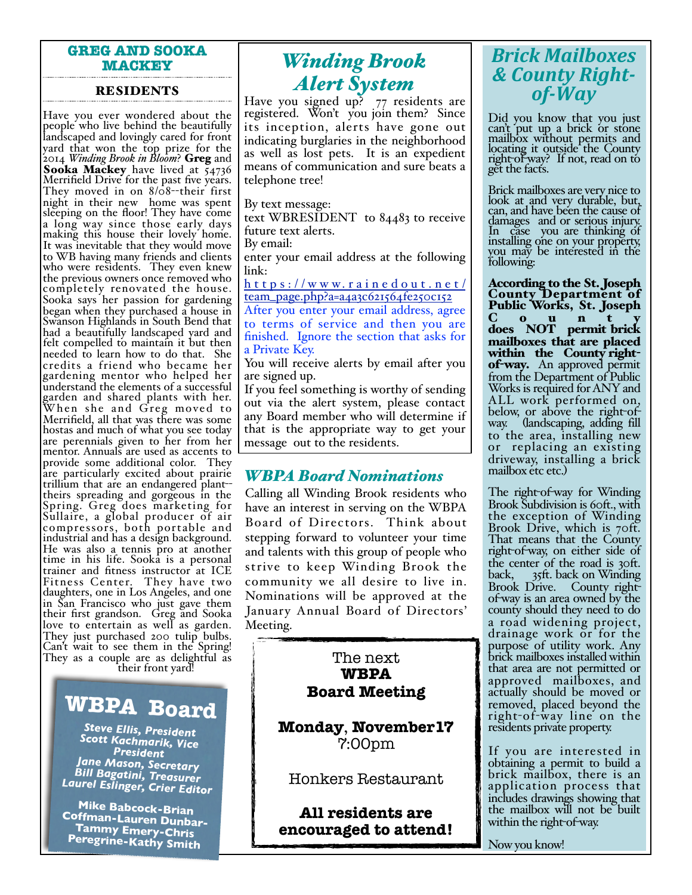## GREG AND SOOKA MACKEY

### RESIDENTS

Have you ever wondered about the people who live behind the beautifully landscaped and lovingly cared for front yard that won the top prize for the 2014 *Winding Brook in Bloom*? **Greg** and **Sooka Mackey** have lived at 54736 Merrifield Drive for the past five years. They moved in on 8/08--their first night in their new home was spent sleeping on the floor! They have come a long way since those early days making this house their lovely home. It was inevitable that they would move to WB having many friends and clients who were residents. They even knew the previous owners once removed who completely renovated the house. Sooka says her passion for gardening began when they purchased a house in Swanson Highlands in South Bend that had a beautifully landscaped yard and felt compelled to maintain it but then needed to learn how to do that. She credits a friend who became her gardening mentor who helped her understand the elements of a successful garden and shared plants with her. When she and Greg moved to Merrifield, all that was there was some hostas and much of what you see today are perennials given to her from her mentor. Annuals are used as accents to provide some additional color. They are particularly excited about prairie trillium that are an endangered plant--theirs spreading and gorgeous in the Spring. Greg does marketing for Sullaire, a global producer of air compressors, both portable and industrial and has a design background. He was also a tennis pro at another time in his life. Sooka is a personal trainer and fitness instructor at ICE Fitness Center. They have two daughters, one in Los Angeles, and one in San Francisco who just gave them their first grandson. Greg and Sooka love to entertain as well as garden. They just purchased 200 tulip bulbs. Can't wait to see them in the Spring! They as a couple are as delightful as their front yard!

## WBPA Board

***Steve Ellis, President***
***Scott Kachmarik, Vice President***
***Jane Mason, Secretary***
***Bill Bagatini, Treasurer***
***Laurel Eslinger, Crier Editor***

**Mike Babcock-Brian Coffman-Lauren Dunbar-Tammy Emery-Chris Peregrine-Kathy Smith**

## *Winding Brook Alert System*

Have you signed up? 77 residents are registered. Won't you join them? Since its inception, alerts have gone out indicating burglaries in the neighborhood as well as lost pets. It is an expedient means of communication and sure beats a telephone tree!

By text message:
text WBRESIDENT to 84483 to receive future text alerts.
By email:
enter your email address at the following link:
https://www.rainedout.net/team_page.php?a=a4a3c621564fe250c152
After you enter your email address, agree to terms of service and then you are finished. Ignore the section that asks for a Private Key.
You will receive alerts by email after you are signed up.
If you feel something is worthy of sending out via the alert system, please contact any Board member who will determine if that is the appropriate way to get your message out to the residents.

## *WBPA Board Nominations*

Calling all Winding Brook residents who have an interest in serving on the WBPA Board of Directors. Think about stepping forward to volunteer your time and talents with this group of people who strive to keep Winding Brook the community we all desire to live in. Nominations will be approved at the January Annual Board of Directors' Meeting.

The next
**WBPA**
**Board Meeting**

**Monday, November 17**
7:00pm

Honkers Restaurant

**All residents are encouraged to attend!**

## *Brick Mailboxes & County Right-of-Way*

Did you know that you just can't put up a brick or stone mailbox without permits and locating it outside the County right-of-way? If not, read on to get the facts.

Brick mailboxes are very nice to look at and very durable, but, can, and have been the cause of damages and or serious injury. In case you are thinking of installing one on your property, you may be interested in the following:

**According to the St. Joseph County Department of Public Works, St. Joseph County does NOT permit brick mailboxes that are placed within the County right-of-way.** An approved permit from the Department of Public Works is required for ANY and ALL work performed on, below, or above the right-of-way. (landscaping, adding fill to the area, installing new or replacing an existing driveway, installing a brick mailbox etc etc.)

The right-of-way for Winding Brook Subdivision is 60ft., with the exception of Winding Brook Drive, which is 70ft. That means that the County right-of-way, on either side of the center of the road is 30ft. back, 35ft. back on Winding Brook Drive. County right-of-way is an area owned by the county should they need to do a road widening project, drainage work or for the purpose of utility work. Any brick mailboxes installed within that area are not permitted or approved mailboxes, and actually should be moved or removed, placed beyond the right-of-way line on the residents private property.

If you are interested in obtaining a permit to build a brick mailbox, there is an application process that includes drawings showing that the mailbox will not be built within the right-of-way.

Now you know!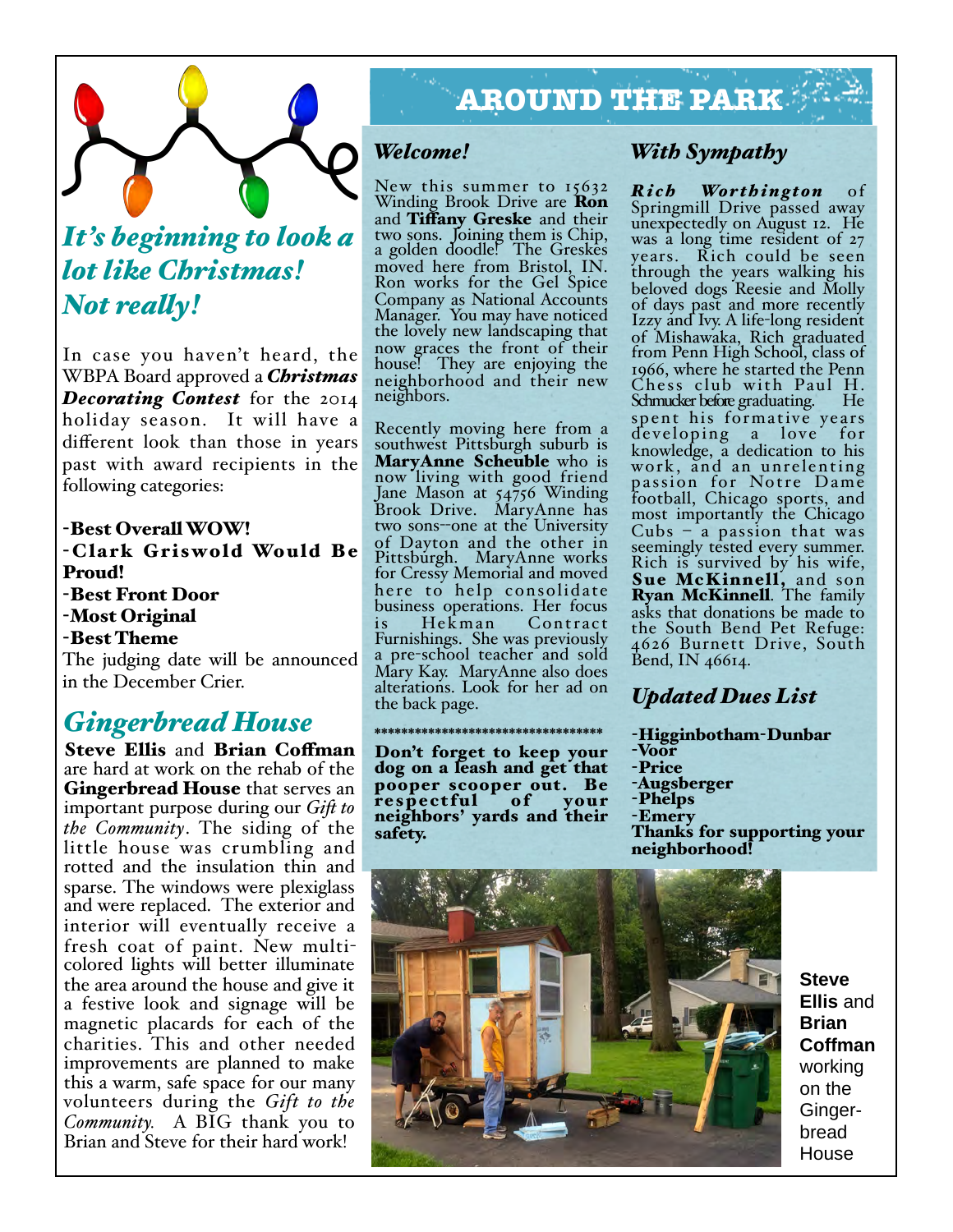## *It's beginning to look a lot like Christmas! Not really!*

In case you haven't heard, the WBPA Board approved a ***Christmas Decorating Contest*** for the 2014 holiday season. It will have a different look than those in years past with award recipients in the following categories:

- **Best Overall WOW!**
- **Clark Griswold Would Be Proud!**
- **Best Front Door**
- **Most Original**
- **Best Theme**

The judging date will be announced in the December Crier.

## *Gingerbread House*

**Steve Ellis** and **Brian Coffman** are hard at work on the rehab of the **Gingerbread House** that serves an important purpose during our *Gift to the Community*. The siding of the little house was crumbling and rotted and the insulation thin and sparse. The windows were plexiglass and were replaced. The exterior and interior will eventually receive a fresh coat of paint. New multi-colored lights will better illuminate the area around the house and give it a festive look and signage will be magnetic placards for each of the charities. This and other needed improvements are planned to make this a warm, safe space for our many volunteers during the *Gift to the Community.* A BIG thank you to Brian and Steve for their hard work!

# AROUND THE PARK

### *Welcome!*

New this summer to 15632 Winding Brook Drive are **Ron** and **Tiffany Greske** and their two sons. Joining them is Chip, a golden doodle! The Greskes moved here from Bristol, IN. Ron works for the Gel Spice Company as National Accounts Manager. You may have noticed the lovely new landscaping that now graces the front of their house! They are enjoying the neighborhood and their new neighbors.

Recently moving here from a southwest Pittsburgh suburb is **MaryAnne Scheuble** who is now living with good friend Jane Mason at 54756 Winding Brook Drive. MaryAnne has two sons--one at the University of Dayton and the other in Pittsburgh. MaryAnne works for Cressy Memorial and moved here to help consolidate business operations. Her focus is Hekman Contract Furnishings. She was previously a pre-school teacher and sold Mary Kay. MaryAnne also does alterations. Look for her ad on the back page.

*********************************

**Don't forget to keep your dog on a leash and get that pooper scooper out. Be respectful of your neighbors' yards and their safety.**

### *With Sympathy*

***Rich Worthington*** of Springmill Drive passed away unexpectedly on August 12. He was a long time resident of 27 years. Rich could be seen through the years walking his beloved dogs Reesie and Molly of days past and more recently Izzy and Ivy. A life-long resident of Mishawaka, Rich graduated from Penn High School, class of 1966, where he started the Penn Chess club with Paul H. Schmucker before graduating. He spent his formative years developing a love for knowledge, a dedication to his work, and an unrelenting passion for Notre Dame football, Chicago sports, and most importantly the Chicago Cubs – a passion that was seemingly tested every summer. Rich is survived by his wife, **Sue McKinnell,** and son **Ryan McKinnell**. The family asks that donations be made to the South Bend Pet Refuge: 4626 Burnett Drive, South Bend, IN 46614.

### *Updated Dues List*

- **Higginbotham-Dunbar**
- **Voor**
- **Price**
- **Augsberger**
- **Phelps**
- **Emery**

**Thanks for supporting your neighborhood!**

**Steve Ellis** and **Brian Coffman** working on the Gingerbread House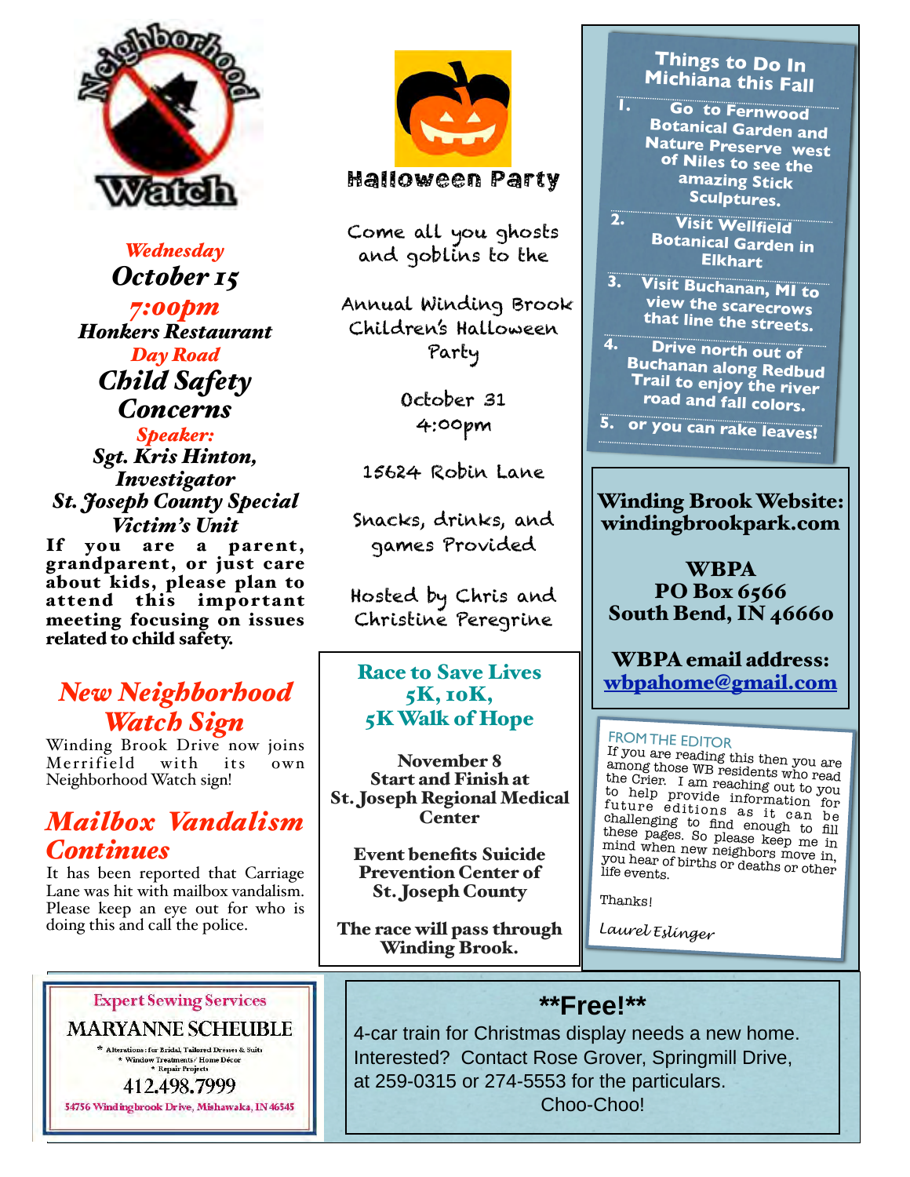Neighborhood Watch

*Wednesday*

***October 15***

***7:00pm***

***Honkers Restaurant***

***Day Road***

## *Child Safety Concerns*

***Speaker:***

***Sgt. Kris Hinton, Investigator***

***St. Joseph County Special Victim's Unit***

**If you are a parent, grandparent, or just care about kids, please plan to attend this important meeting focusing on issues related to child safety.**

## *New Neighborhood Watch Sign*

Winding Brook Drive now joins Merrifield with its own Neighborhood Watch sign!

## *Mailbox Vandalism Continues*

It has been reported that Carriage Lane was hit with mailbox vandalism. Please keep an eye out for who is doing this and call the police.

## Halloween Party

Come all you ghosts and goblins to the

Annual Winding Brook Children's Halloween Party

October 31

4:00pm

15624 Robin Lane

Snacks, drinks, and games Provided

Hosted by Chris and Christine Peregrine

## Race to Save Lives 5K, 10K, 5K Walk of Hope

**November 8**
**Start and Finish at St. Joseph Regional Medical Center**

**Event benefits Suicide Prevention Center of St. Joseph County**

**The race will pass through Winding Brook.**

## Things to Do In Michiana this Fall

1. Go to Fernwood Botanical Garden and Nature Preserve west of Niles to see the amazing Stick Sculptures.
2. Visit Wellfield Botanical Garden in Elkhart
3. Visit Buchanan, MI to view the scarecrows that line the streets.
4. Drive north out of Buchanan along Redbud Trail to enjoy the river road and fall colors.
5. or you can rake leaves!

**Winding Brook Website: windingbrookpark.com**

**WBPA**
**PO Box 6566**
**South Bend, IN 46660**

**WBPA email address: wbpahome@gmail.com**

### FROM THE EDITOR

If you are reading this then you are among those WB residents who read the Crier. I am reaching out to you to help provide information for future editions as it can be challenging to find enough to fill these pages. So please keep me in mind when new neighbors move in, you hear of births or deaths or other life events.

Thanks!

*Laurel Eslinger*

Expert Sewing Services

MARYANNE SCHEUBLE

* Alterations: for Bridal, Tailored Dresses & Suits
* Window Treatments / Home Décor
* Repair Projects

412.498.7999

54756 Windingbrook Drive, Mishawaka, IN 46545

## **Free!**

4-car train for Christmas display needs a new home. Interested? Contact Rose Grover, Springmill Drive, at 259-0315 or 274-5553 for the particulars.

Choo-Choo!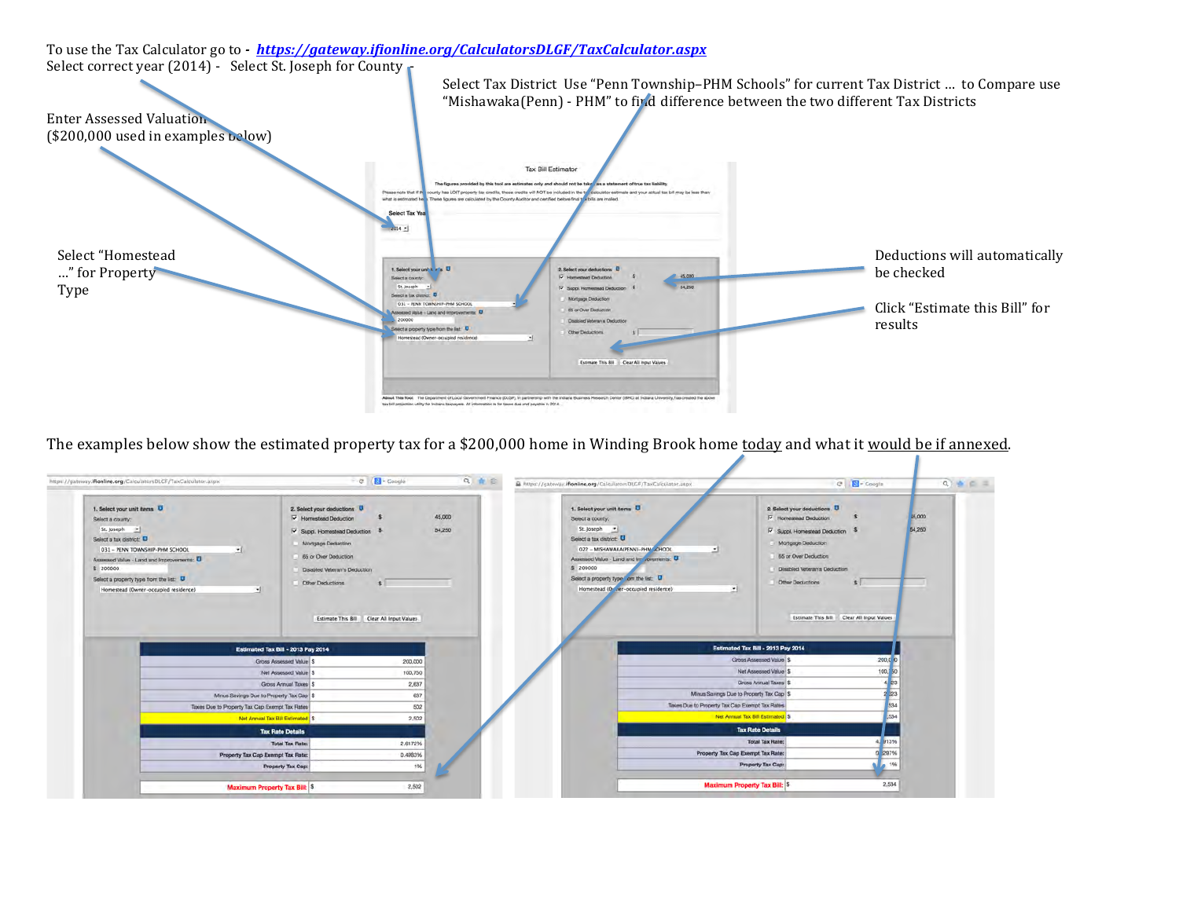To use the Tax Calculator go to - ***https://gateway.ifionline.org/CalculatorsDLGF/TaxCalculator.aspx***

Select correct year (2014) - Select St. Joseph for County -

Select Tax District Use "Penn Township–PHM Schools" for current Tax District … to Compare use "Mishawaka(Penn) - PHM" to find difference between the two different Tax Districts

Enter Assessed Valuation ($200,000 used in examples below)

Select "Homestead …" for Property Type

Deductions will automatically be checked

Click "Estimate this Bill" for results

The examples below show the estimated property tax for a $200,000 home in Winding Brook home <u>today</u> and what it <u>would be if annexed</u>.

**Estimated Tax Bill - 2013 Pay 2014 (031 - PENN TOWNSHIP-PHM SCHOOL)**

| | |
|---|---|
| Gross Assessed Value | $ 200,000 |
| Net Assessed Value | $ 100,750 |
| Gross Annual Taxes | $ 2,637 |
| Minus Savings Due to Property Tax Cap | $ 637 |
| Taxes Due to Property Tax Cap Exempt Tax Rates | 502 |
| Net Annual Tax Bill Estimated | $ 2,502 |
| **Tax Rate Details** | |
| Total Tax Rate: | 2.6172% |
| Property Tax Cap Exempt Tax Rate: | 0.4983% |
| Property Tax Cap: | 1% |
| Maximum Property Tax Bill: | $ 2,502 |

**Estimated Tax Bill - 2013 Pay 2014 (022 - MISHAWAKA(PENN)-PHM SCHOOL)**

| | |
|---|---|
| Gross Assessed Value | $ 200,000 |
| Net Assessed Value | $ 100,750 |
| Gross Annual Taxes | $ 4,?29 |
| Minus Savings Due to Property Tax Cap | $ 2,?23 |
| Taxes Due to Property Tax Cap Exempt Tax Rates | 534 |
| Net Annual Tax Bill Estimated | $ 2,534 |
| **Tax Rate Details** | |
| Total Tax Rate: | 4.?913% |
| Property Tax Cap Exempt Tax Rate: | 0.5297% |
| Property Tax Cap: | 1% |
| Maximum Property Tax Bill: | $ 2,534 |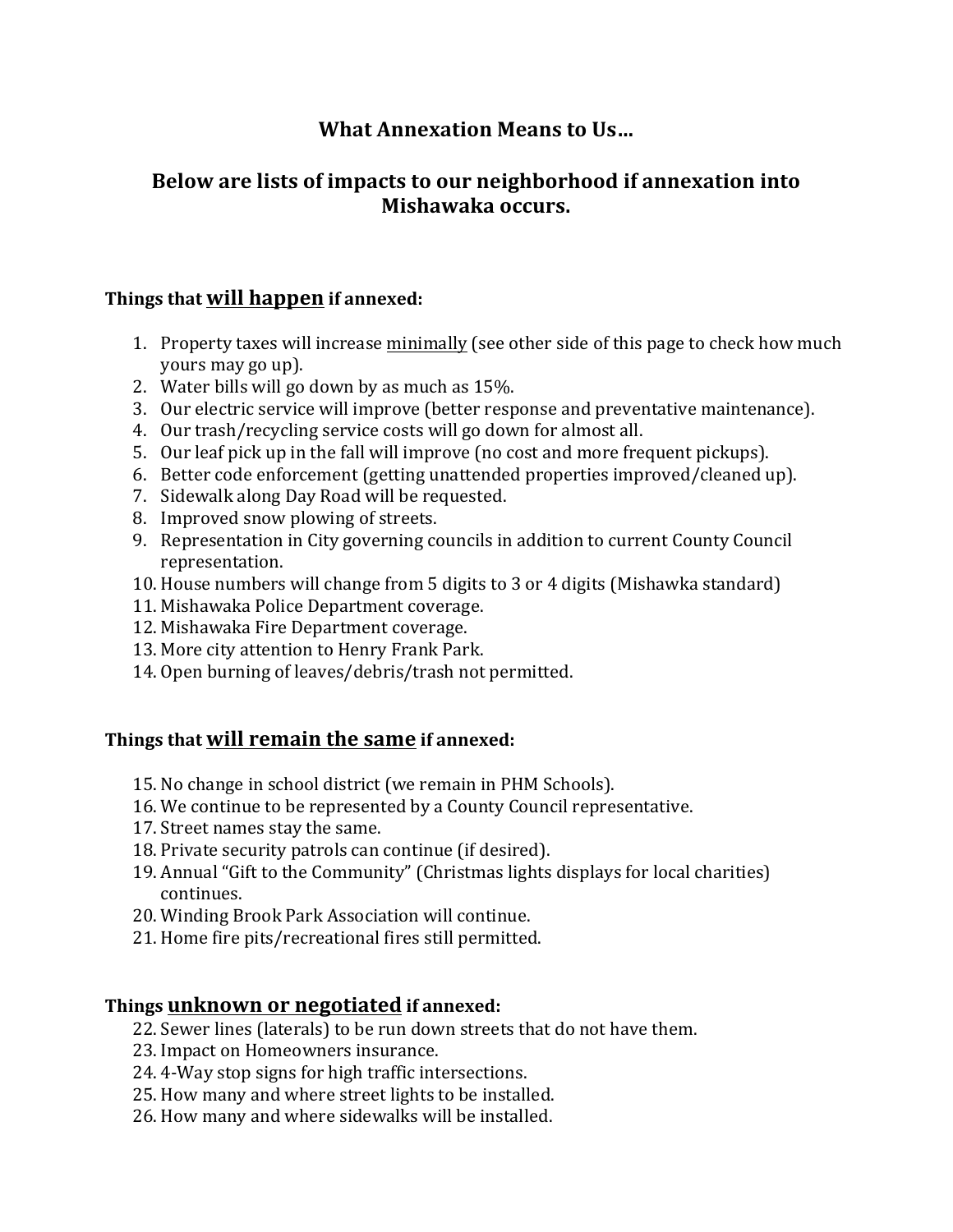# What Annexation Means to Us…

## Below are lists of impacts to our neighborhood if annexation into Mishawaka occurs.

### Things that **will happen** if annexed:

1. Property taxes will increase minimally (see other side of this page to check how much yours may go up).
2. Water bills will go down by as much as 15%.
3. Our electric service will improve (better response and preventative maintenance).
4. Our trash/recycling service costs will go down for almost all.
5. Our leaf pick up in the fall will improve (no cost and more frequent pickups).
6. Better code enforcement (getting unattended properties improved/cleaned up).
7. Sidewalk along Day Road will be requested.
8. Improved snow plowing of streets.
9. Representation in City governing councils in addition to current County Council representation.
10. House numbers will change from 5 digits to 3 or 4 digits (Mishawka standard)
11. Mishawaka Police Department coverage.
12. Mishawaka Fire Department coverage.
13. More city attention to Henry Frank Park.
14. Open burning of leaves/debris/trash not permitted.

### Things that **will remain the same** if annexed:

15. No change in school district (we remain in PHM Schools).
16. We continue to be represented by a County Council representative.
17. Street names stay the same.
18. Private security patrols can continue (if desired).
19. Annual "Gift to the Community" (Christmas lights displays for local charities) continues.
20. Winding Brook Park Association will continue.
21. Home fire pits/recreational fires still permitted.

### Things **unknown or negotiated** if annexed:

22. Sewer lines (laterals) to be run down streets that do not have them.
23. Impact on Homeowners insurance.
24. 4-Way stop signs for high traffic intersections.
25. How many and where street lights to be installed.
26. How many and where sidewalks will be installed.